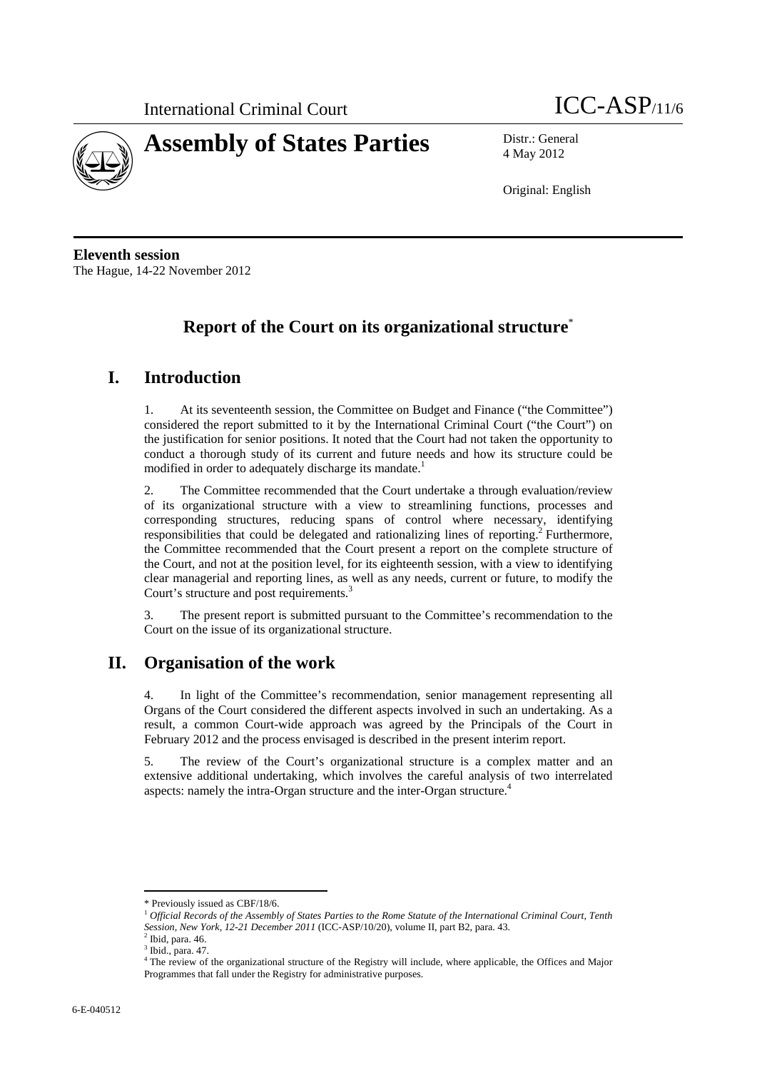International Criminal Court ICC-ASP/11/6

# Assembly of States Parties

Distr.: General
4 May 2012

Original: English

**Eleventh session**
The Hague, 14-22 November 2012

## Report of the Court on its organizational structure*

## I. Introduction

1. At its seventeenth session, the Committee on Budget and Finance ("the Committee") considered the report submitted to it by the International Criminal Court ("the Court") on the justification for senior positions. It noted that the Court had not taken the opportunity to conduct a thorough study of its current and future needs and how its structure could be modified in order to adequately discharge its mandate.[1]

2. The Committee recommended that the Court undertake a through evaluation/review of its organizational structure with a view to streamlining functions, processes and corresponding structures, reducing spans of control where necessary, identifying responsibilities that could be delegated and rationalizing lines of reporting.[2] Furthermore, the Committee recommended that the Court present a report on the complete structure of the Court, and not at the position level, for its eighteenth session, with a view to identifying clear managerial and reporting lines, as well as any needs, current or future, to modify the Court's structure and post requirements.[3]

3. The present report is submitted pursuant to the Committee's recommendation to the Court on the issue of its organizational structure.

## II. Organisation of the work

4. In light of the Committee's recommendation, senior management representing all Organs of the Court considered the different aspects involved in such an undertaking. As a result, a common Court-wide approach was agreed by the Principals of the Court in February 2012 and the process envisaged is described in the present interim report.

5. The review of the Court's organizational structure is a complex matter and an extensive additional undertaking, which involves the careful analysis of two interrelated aspects: namely the intra-Organ structure and the inter-Organ structure.[4]

---

\* Previously issued as CBF/18/6.

[1] *Official Records of the Assembly of States Parties to the Rome Statute of the International Criminal Court, Tenth Session, New York, 12-21 December 2011* (ICC-ASP/10/20), volume II, part B2, para. 43.

[2] Ibid, para. 46.

[3] Ibid., para. 47.

[4] The review of the organizational structure of the Registry will include, where applicable, the Offices and Major Programmes that fall under the Registry for administrative purposes.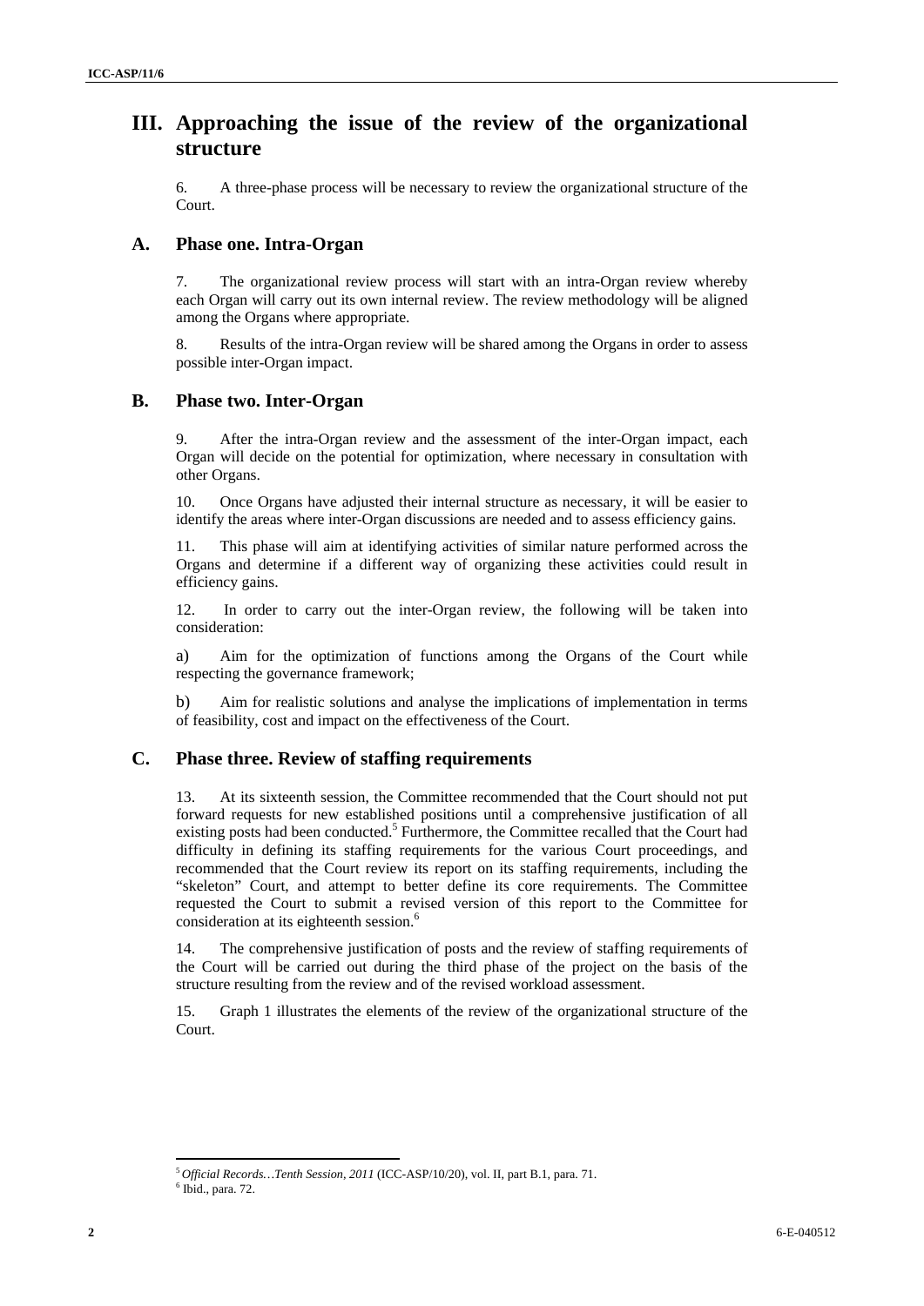# III. Approaching the issue of the review of the organizational structure

6. A three-phase process will be necessary to review the organizational structure of the Court.

## A. Phase one. Intra-Organ

7. The organizational review process will start with an intra-Organ review whereby each Organ will carry out its own internal review. The review methodology will be aligned among the Organs where appropriate.

8. Results of the intra-Organ review will be shared among the Organs in order to assess possible inter-Organ impact.

## B. Phase two. Inter-Organ

9. After the intra-Organ review and the assessment of the inter-Organ impact, each Organ will decide on the potential for optimization, where necessary in consultation with other Organs.

10. Once Organs have adjusted their internal structure as necessary, it will be easier to identify the areas where inter-Organ discussions are needed and to assess efficiency gains.

11. This phase will aim at identifying activities of similar nature performed across the Organs and determine if a different way of organizing these activities could result in efficiency gains.

12. In order to carry out the inter-Organ review, the following will be taken into consideration:

a) Aim for the optimization of functions among the Organs of the Court while respecting the governance framework;

b) Aim for realistic solutions and analyse the implications of implementation in terms of feasibility, cost and impact on the effectiveness of the Court.

## C. Phase three. Review of staffing requirements

13. At its sixteenth session, the Committee recommended that the Court should not put forward requests for new established positions until a comprehensive justification of all existing posts had been conducted.[5] Furthermore, the Committee recalled that the Court had difficulty in defining its staffing requirements for the various Court proceedings, and recommended that the Court review its report on its staffing requirements, including the "skeleton" Court, and attempt to better define its core requirements. The Committee requested the Court to submit a revised version of this report to the Committee for consideration at its eighteenth session.[6]

14. The comprehensive justification of posts and the review of staffing requirements of the Court will be carried out during the third phase of the project on the basis of the structure resulting from the review and of the revised workload assessment.

15. Graph 1 illustrates the elements of the review of the organizational structure of the Court.

---

[5] *Official Records…Tenth Session, 2011* (ICC-ASP/10/20), vol. II, part B.1, para. 71.

[6] Ibid., para. 72.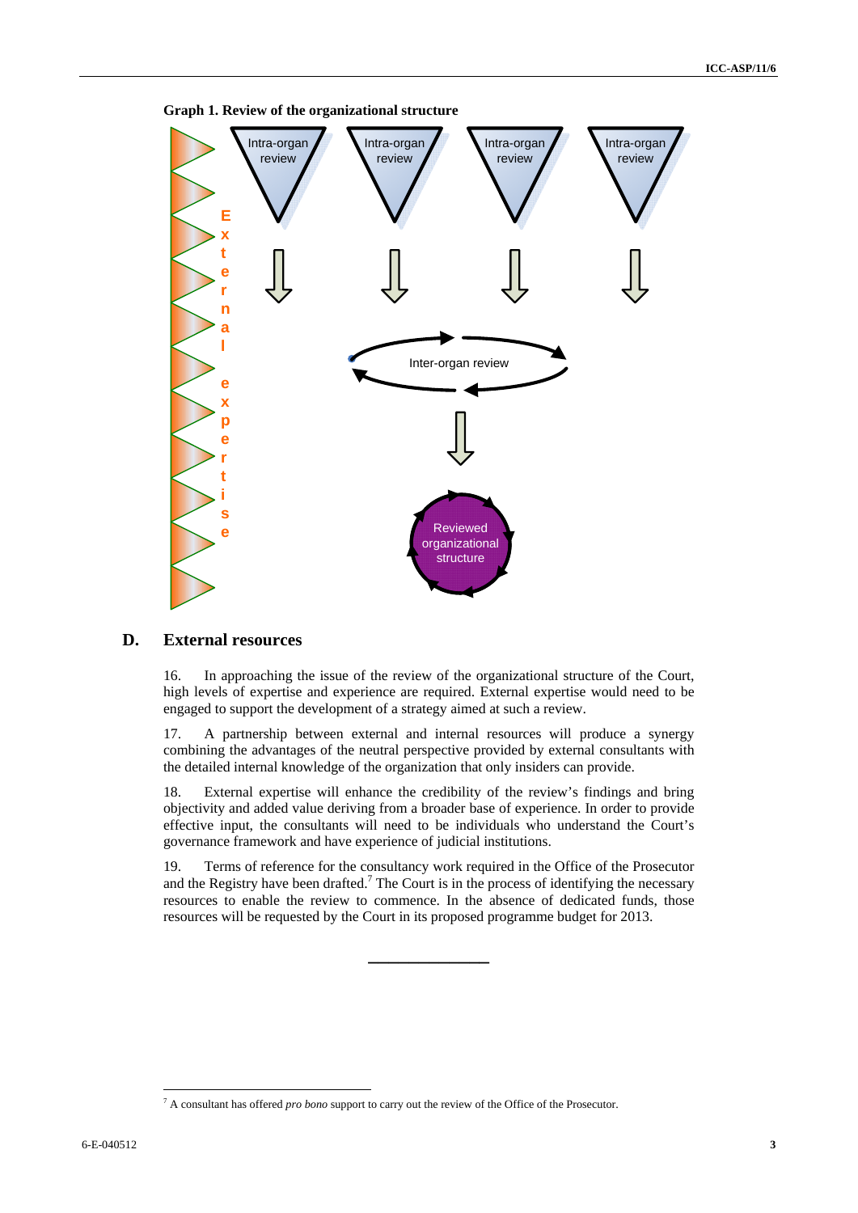**Graph 1. Review of the organizational structure**

Intra-organ review

Intra-organ review

Intra-organ review

Intra-organ review

External expertise

Inter-organ review

Reviewed organizational structure

## D. External resources

16. In approaching the issue of the review of the organizational structure of the Court, high levels of expertise and experience are required. External expertise would need to be engaged to support the development of a strategy aimed at such a review.

17. A partnership between external and internal resources will produce a synergy combining the advantages of the neutral perspective provided by external consultants with the detailed internal knowledge of the organization that only insiders can provide.

18. External expertise will enhance the credibility of the review's findings and bring objectivity and added value deriving from a broader base of experience. In order to provide effective input, the consultants will need to be individuals who understand the Court's governance framework and have experience of judicial institutions.

19. Terms of reference for the consultancy work required in the Office of the Prosecutor and the Registry have been drafted.[7] The Court is in the process of identifying the necessary resources to enable the review to commence. In the absence of dedicated funds, those resources will be requested by the Court in its proposed programme budget for 2013.

---

[7] A consultant has offered *pro bono* support to carry out the review of the Office of the Prosecutor.